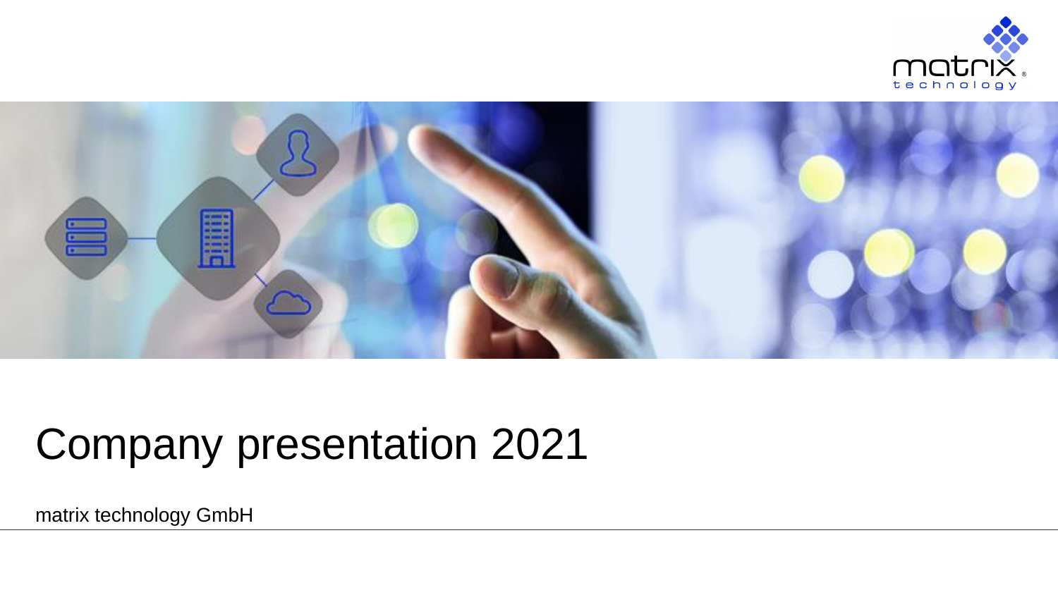# Company presentation 2021

matrix technology GmbH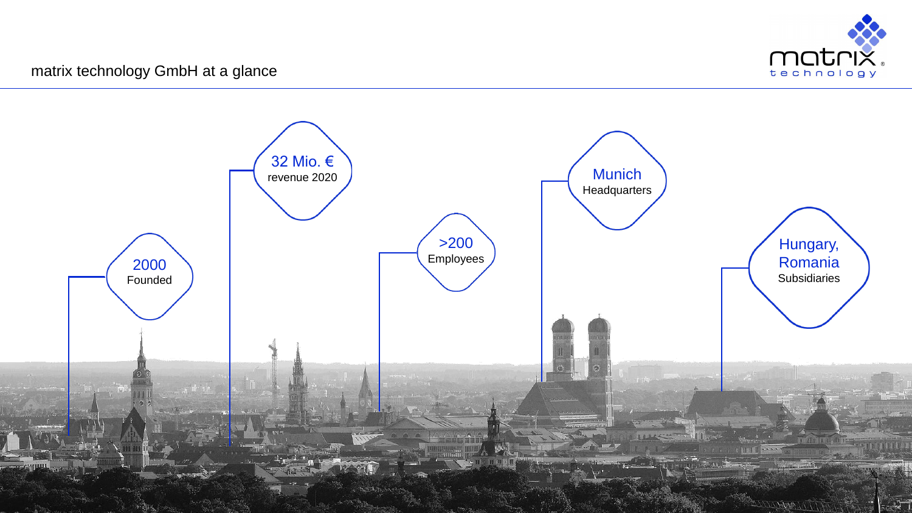# matrix technology GmbH at a glance

- **2000** Founded
- **32 Mio. €** revenue 2020
- **>200** Employees
- **Munich** Headquarters
- **Hungary, Romania** Subsidiaries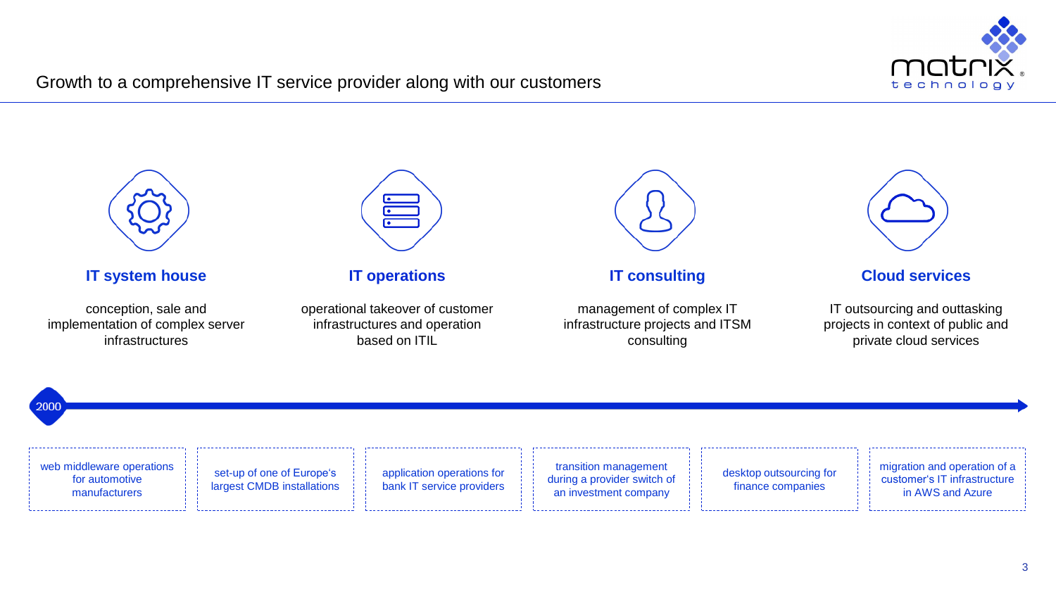# Growth to a comprehensive IT service provider along with our customers

### IT system house

conception, sale and implementation of complex server infrastructures

### IT operations

operational takeover of customer infrastructures and operation based on ITIL

### IT consulting

management of complex IT infrastructure projects and ITSM consulting

### Cloud services

IT outsourcing and outtasking projects in context of public and private cloud services

2000

- web middleware operations for automotive manufacturers
- set-up of one of Europe's largest CMDB installations
- application operations for bank IT service providers
- transition management during a provider switch of an investment company
- desktop outsourcing for finance companies
- migration and operation of a customer's IT infrastructure in AWS and Azure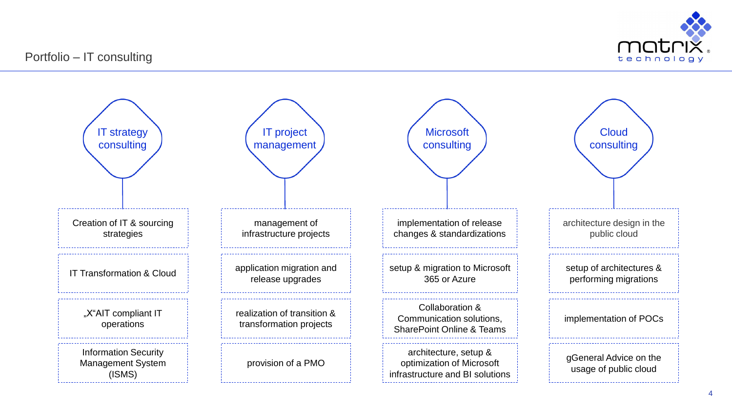# Portfolio – IT consulting

## IT strategy consulting

- Creation of IT & sourcing strategies
- IT Transformation & Cloud
- „X"AIT compliant IT operations
- Information Security Management System (ISMS)

## IT project management

- management of infrastructure projects
- application migration and release upgrades
- realization of transition & transformation projects
- provision of a PMO

## Microsoft consulting

- implementation of release changes & standardizations
- setup & migration to Microsoft 365 or Azure
- Collaboration & Communication solutions, SharePoint Online & Teams
- architecture, setup & optimization of Microsoft infrastructure and BI solutions

## Cloud consulting

- architecture design in the public cloud
- setup of architectures & performing migrations
- implementation of POCs
- gGeneral Advice on the usage of public cloud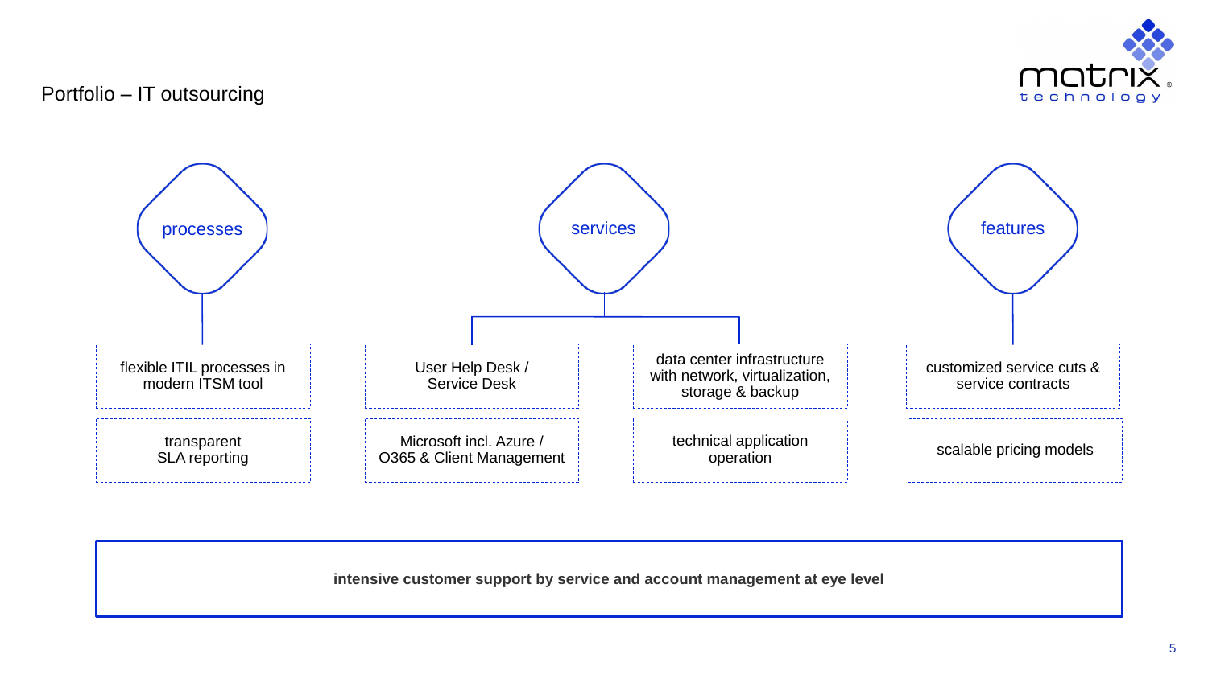# Portfolio – IT outsourcing

## processes

- flexible ITIL processes in modern ITSM tool
- transparent SLA reporting

## services

- User Help Desk / Service Desk
- Microsoft incl. Azure / O365 & Client Management
- data center infrastructure with network, virtualization, storage & backup
- technical application operation

## features

- customized service cuts & service contracts
- scalable pricing models

**intensive customer support by service and account management at eye level**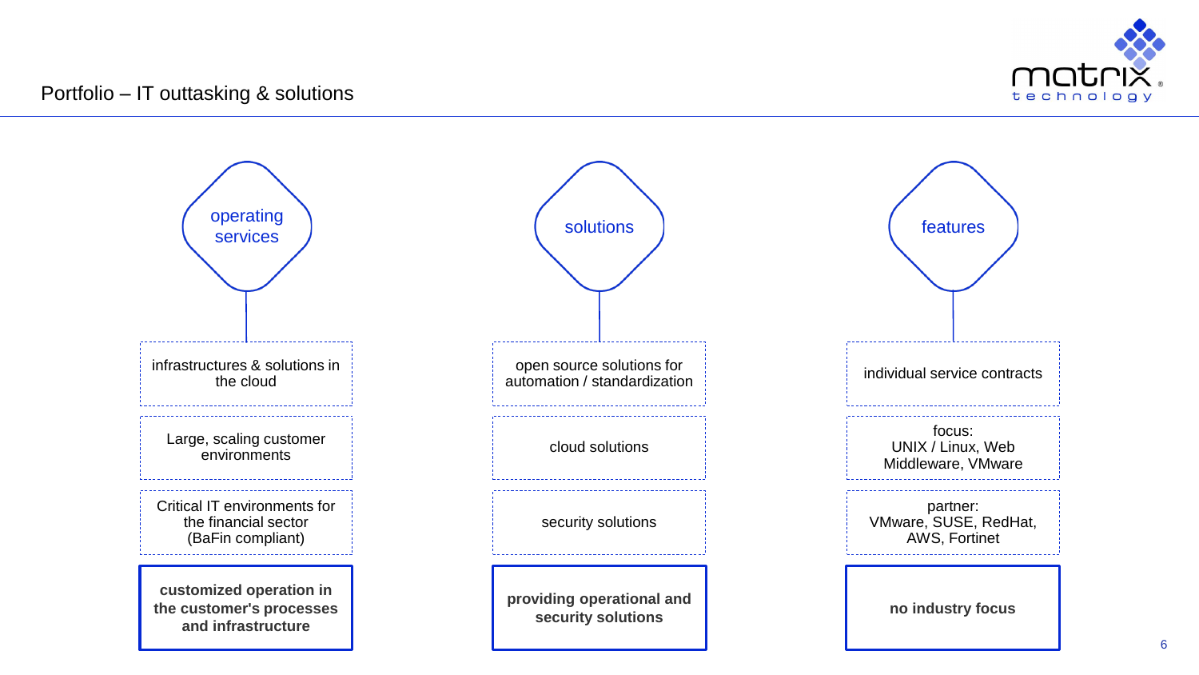# Portfolio – IT outtasking & solutions

## operating services

- infrastructures & solutions in the cloud
- Large, scaling customer environments
- Critical IT environments for the financial sector (BaFin compliant)

**customized operation in the customer's processes and infrastructure**

## solutions

- open source solutions for automation / standardization
- cloud solutions
- security solutions

**providing operational and security solutions**

## features

- individual service contracts
- focus: UNIX / Linux, Web Middleware, VMware
- partner: VMware, SUSE, RedHat, AWS, Fortinet

**no industry focus**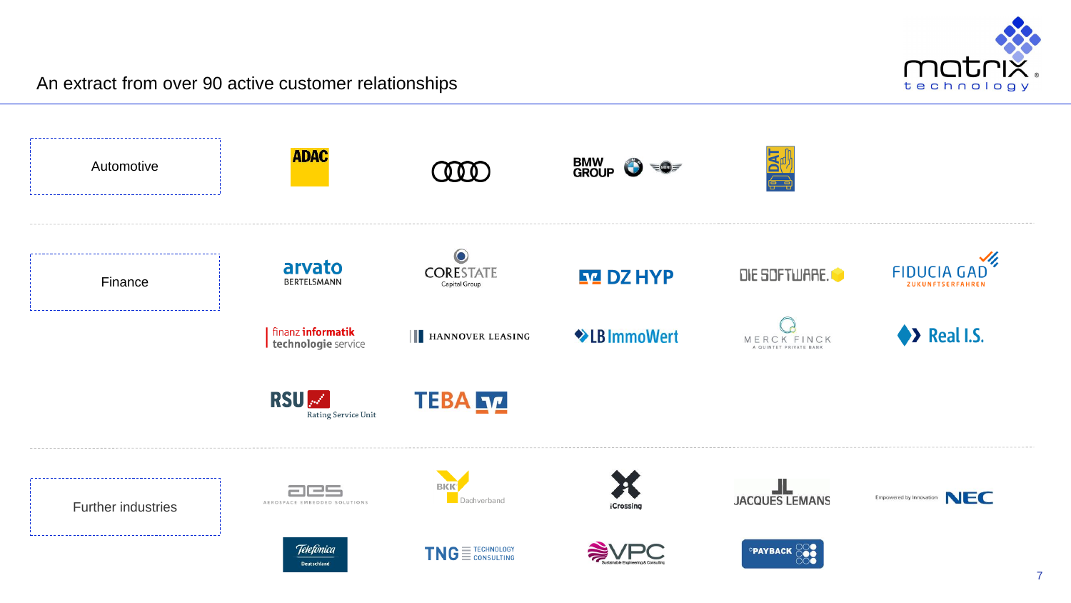## An extract from over 90 active customer relationships

**Automotive**

- ADAC
- Audi
- BMW GROUP
- DAT

**Finance**

- arvato BERTELSMANN
- CORESTATE Capital Group
- DZ HYP
- DIE SOFTWARE.
- FIDUCIA GAD ZUKUNFTSERFAHREN
- finanz informatik technologie service
- HANNOVER LEASING
- LB ImmoWert
- MERCK FINCK A QUINTET PRIVATE BANK
- Real I.S.
- RSU Rating Service Unit
- TEBA

**Further industries**

- AES AEROSPACE EMBEDDED SOLUTIONS
- BKK Dachverband
- iCrossing
- JACQUES LEMANS
- NEC Empowered by Innovation
- Telefónica Deutschland
- TNG TECHNOLOGY CONSULTING
- VPC Sustainable Engineering & Consulting
- PAYBACK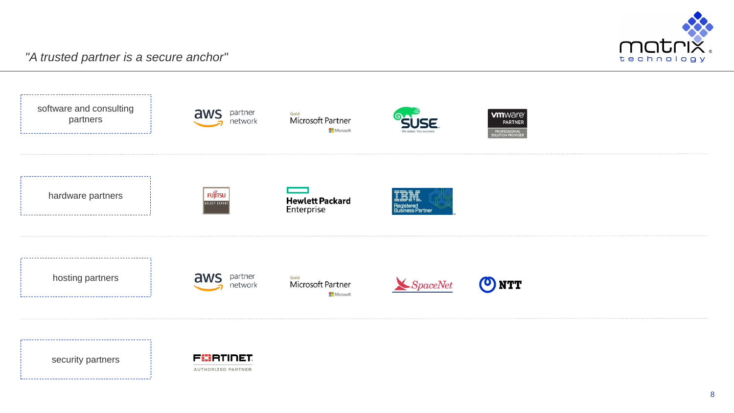*"A trusted partner is a secure anchor"*

| Category | Partners | | | |
|---|---|---|---|---|
| software and consulting partners | aws partner network | Gold Microsoft Partner | SUSE | vmware PARTNER PROFESSIONAL SOLUTION PROVIDER |
| hardware partners | FUJITSU SELECT EXPERT | Hewlett Packard Enterprise | IBM Registered Business Partner | |
| hosting partners | aws partner network | Gold Microsoft Partner | SpaceNet | NTT |
| security partners | FORTINET AUTHORIZED PARTNER | | | |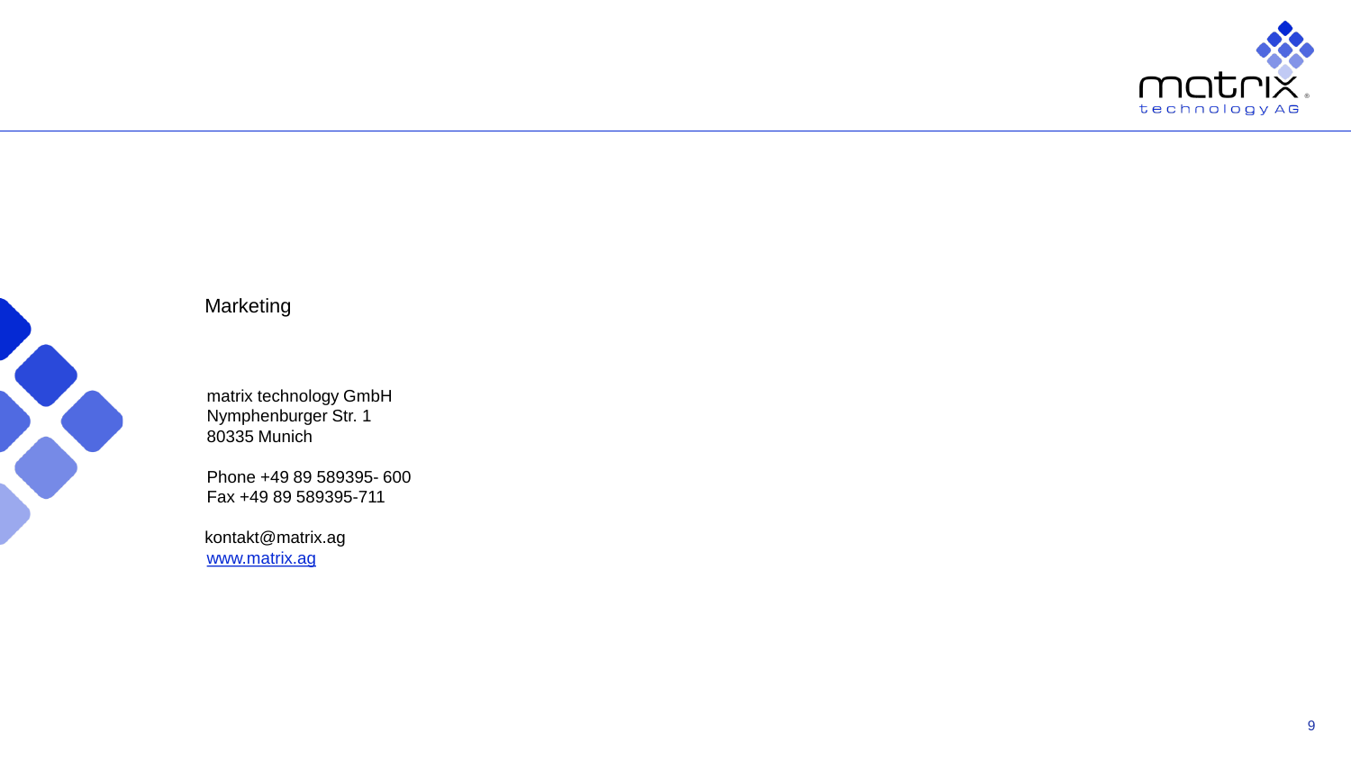Marketing

matrix technology GmbH
Nymphenburger Str. 1
80335 Munich

Phone +49 89 589395- 600
Fax +49 89 589395-711

kontakt@matrix.ag
www.matrix.ag